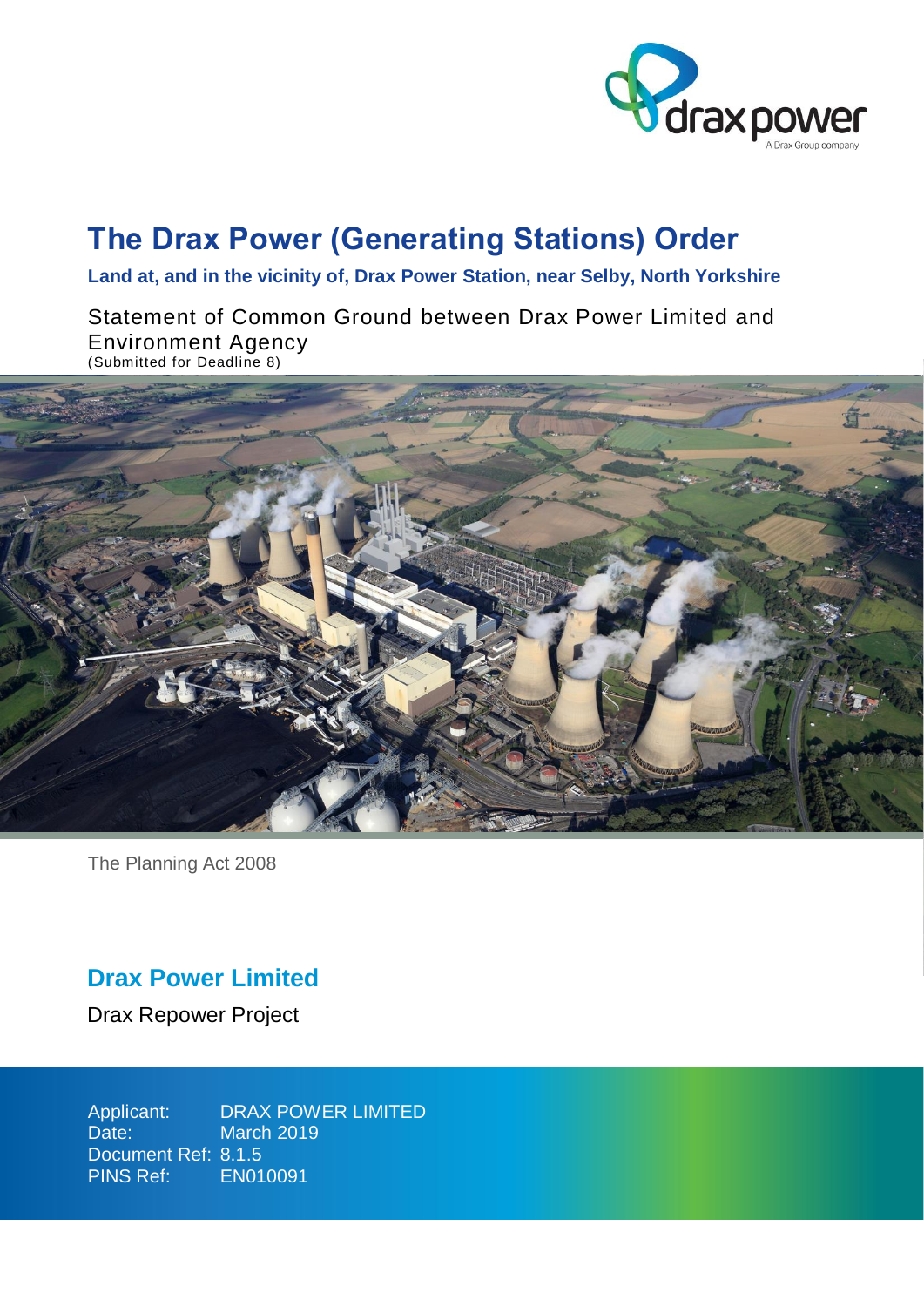# The Drax Power (Generating Stations) Order

**Land at, and in the vicinity of, Drax Power Station, near Selby, North Yorkshire**

Statement of Common Ground between Drax Power Limited and Environment Agency
(Submitted for Deadline 8)

The Planning Act 2008

## Drax Power Limited

Drax Repower Project

Applicant: DRAX POWER LIMITED
Date: March 2019
Document Ref: 8.1.5
PINS Ref: EN010091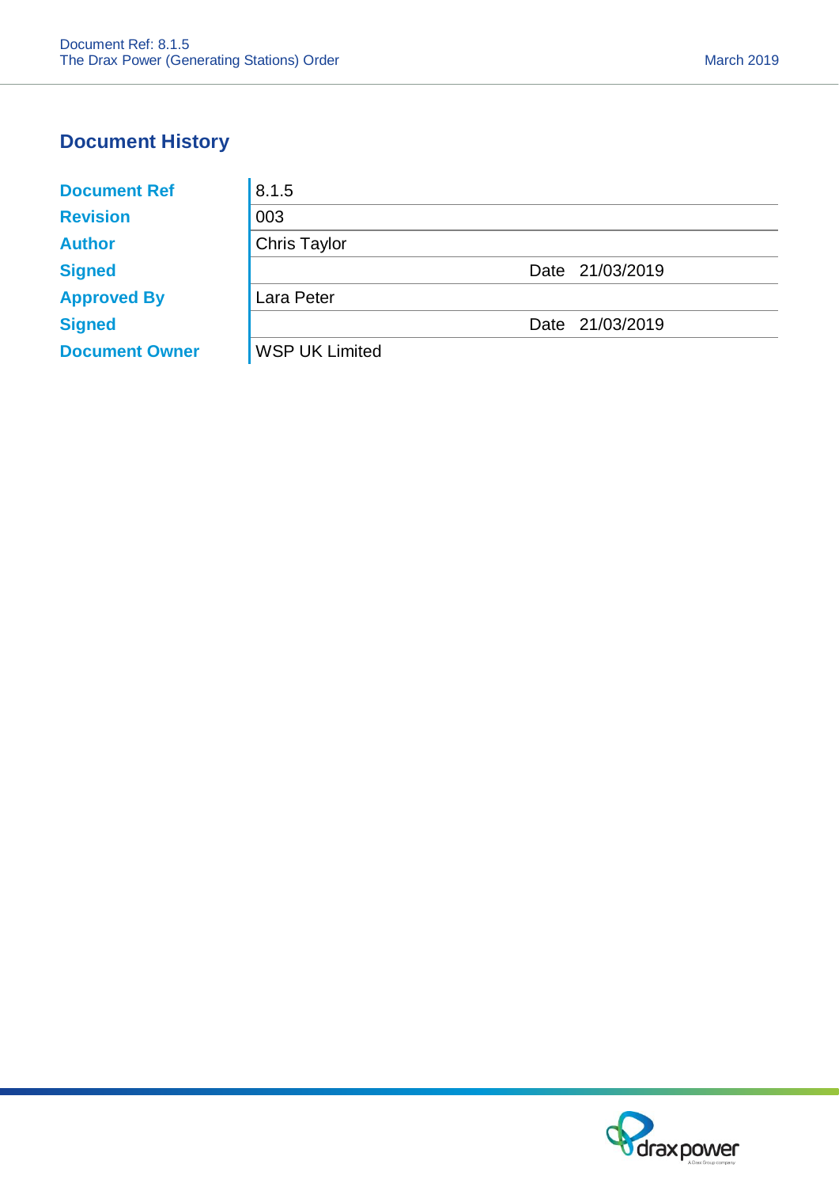## Document History

| | | | |
|---|---|---|---|
| **Document Ref** | 8.1.5 | | |
| **Revision** | 003 | | |
| **Author** | Chris Taylor | | |
| **Signed** | | Date | 21/03/2019 |
| **Approved By** | Lara Peter | | |
| **Signed** | | Date | 21/03/2019 |
| **Document Owner** | WSP UK Limited | | |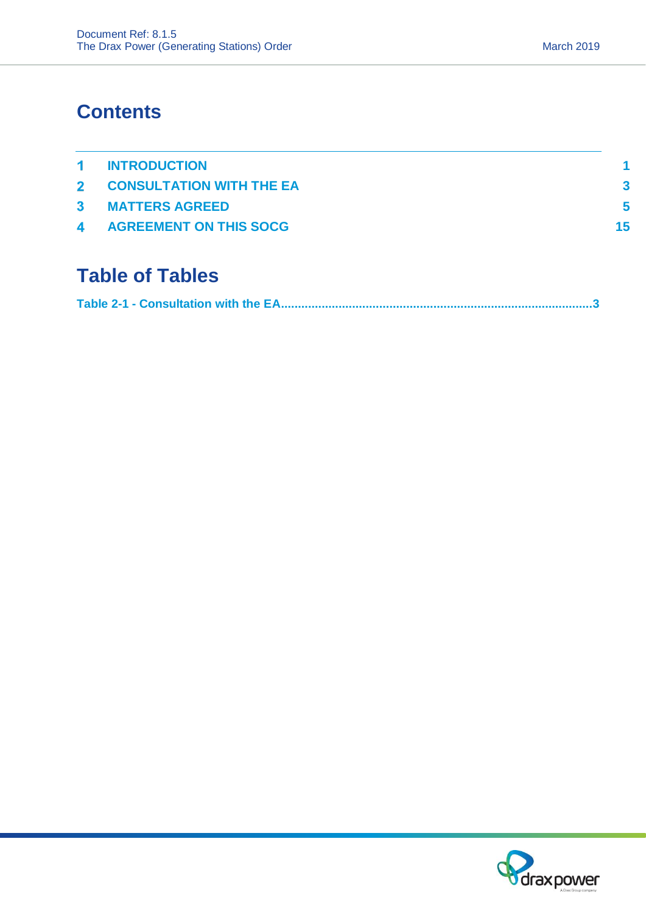# Contents

| | | |
|---|---|---|
| 1 | INTRODUCTION | 1 |
| 2 | CONSULTATION WITH THE EA | 3 |
| 3 | MATTERS AGREED | 5 |
| 4 | AGREEMENT ON THIS SOCG | 15 |

# Table of Tables

Table 2-1 - Consultation with the EA....................................................................................3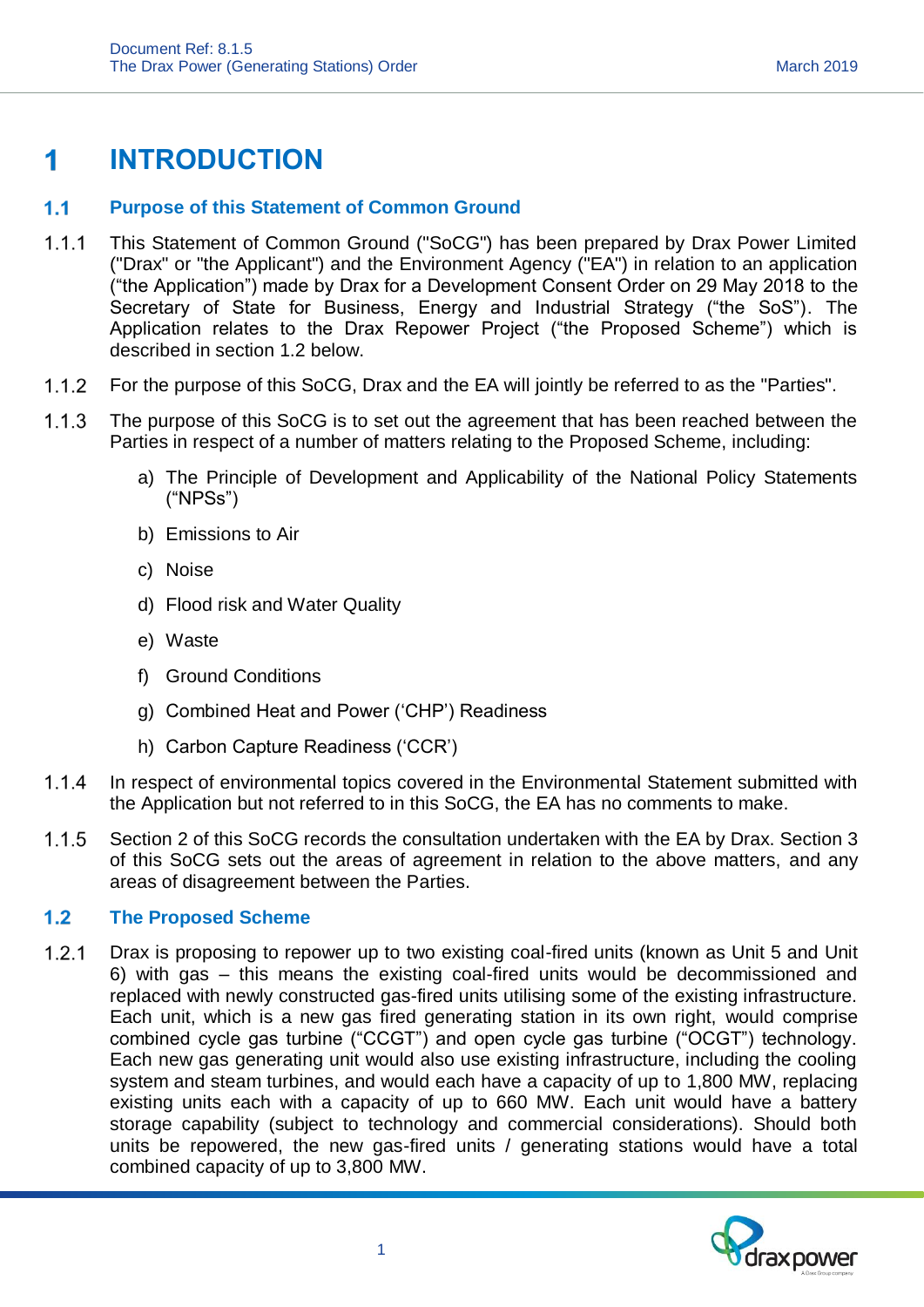# 1 INTRODUCTION

## 1.1 Purpose of this Statement of Common Ground

1.1.1 This Statement of Common Ground ("SoCG") has been prepared by Drax Power Limited ("Drax" or "the Applicant") and the Environment Agency ("EA") in relation to an application ("the Application") made by Drax for a Development Consent Order on 29 May 2018 to the Secretary of State for Business, Energy and Industrial Strategy ("the SoS"). The Application relates to the Drax Repower Project ("the Proposed Scheme") which is described in section 1.2 below.

1.1.2 For the purpose of this SoCG, Drax and the EA will jointly be referred to as the "Parties".

1.1.3 The purpose of this SoCG is to set out the agreement that has been reached between the Parties in respect of a number of matters relating to the Proposed Scheme, including:

a) The Principle of Development and Applicability of the National Policy Statements ("NPSs")

b) Emissions to Air

c) Noise

d) Flood risk and Water Quality

e) Waste

f) Ground Conditions

g) Combined Heat and Power ('CHP') Readiness

h) Carbon Capture Readiness ('CCR')

1.1.4 In respect of environmental topics covered in the Environmental Statement submitted with the Application but not referred to in this SoCG, the EA has no comments to make.

1.1.5 Section 2 of this SoCG records the consultation undertaken with the EA by Drax. Section 3 of this SoCG sets out the areas of agreement in relation to the above matters, and any areas of disagreement between the Parties.

## 1.2 The Proposed Scheme

1.2.1 Drax is proposing to repower up to two existing coal-fired units (known as Unit 5 and Unit 6) with gas – this means the existing coal-fired units would be decommissioned and replaced with newly constructed gas-fired units utilising some of the existing infrastructure. Each unit, which is a new gas fired generating station in its own right, would comprise combined cycle gas turbine ("CCGT") and open cycle gas turbine ("OCGT") technology. Each new gas generating unit would also use existing infrastructure, including the cooling system and steam turbines, and would each have a capacity of up to 1,800 MW, replacing existing units each with a capacity of up to 660 MW. Each unit would have a battery storage capability (subject to technology and commercial considerations). Should both units be repowered, the new gas-fired units / generating stations would have a total combined capacity of up to 3,800 MW.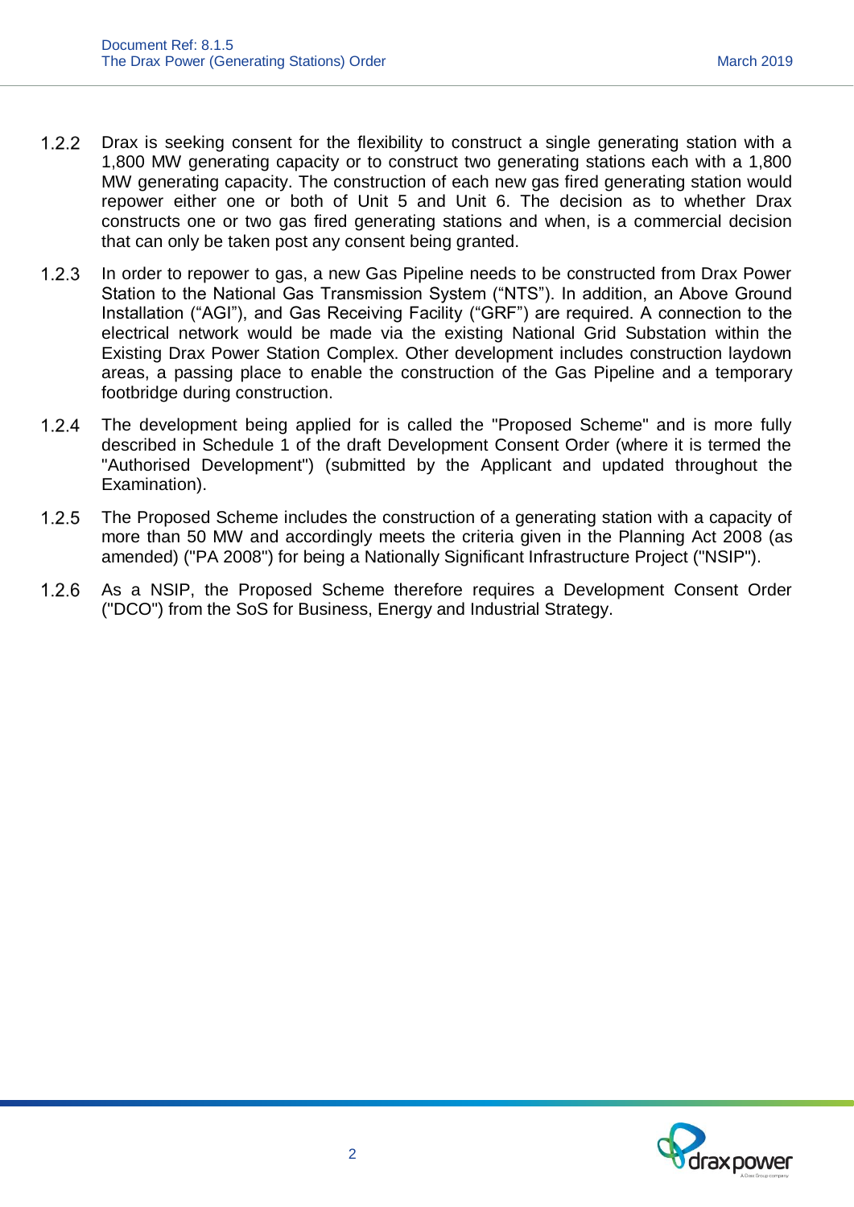1.2.2 Drax is seeking consent for the flexibility to construct a single generating station with a 1,800 MW generating capacity or to construct two generating stations each with a 1,800 MW generating capacity. The construction of each new gas fired generating station would repower either one or both of Unit 5 and Unit 6. The decision as to whether Drax constructs one or two gas fired generating stations and when, is a commercial decision that can only be taken post any consent being granted.

1.2.3 In order to repower to gas, a new Gas Pipeline needs to be constructed from Drax Power Station to the National Gas Transmission System ("NTS"). In addition, an Above Ground Installation ("AGI"), and Gas Receiving Facility ("GRF") are required. A connection to the electrical network would be made via the existing National Grid Substation within the Existing Drax Power Station Complex. Other development includes construction laydown areas, a passing place to enable the construction of the Gas Pipeline and a temporary footbridge during construction.

1.2.4 The development being applied for is called the "Proposed Scheme" and is more fully described in Schedule 1 of the draft Development Consent Order (where it is termed the "Authorised Development") (submitted by the Applicant and updated throughout the Examination).

1.2.5 The Proposed Scheme includes the construction of a generating station with a capacity of more than 50 MW and accordingly meets the criteria given in the Planning Act 2008 (as amended) ("PA 2008") for being a Nationally Significant Infrastructure Project ("NSIP").

1.2.6 As a NSIP, the Proposed Scheme therefore requires a Development Consent Order ("DCO") from the SoS for Business, Energy and Industrial Strategy.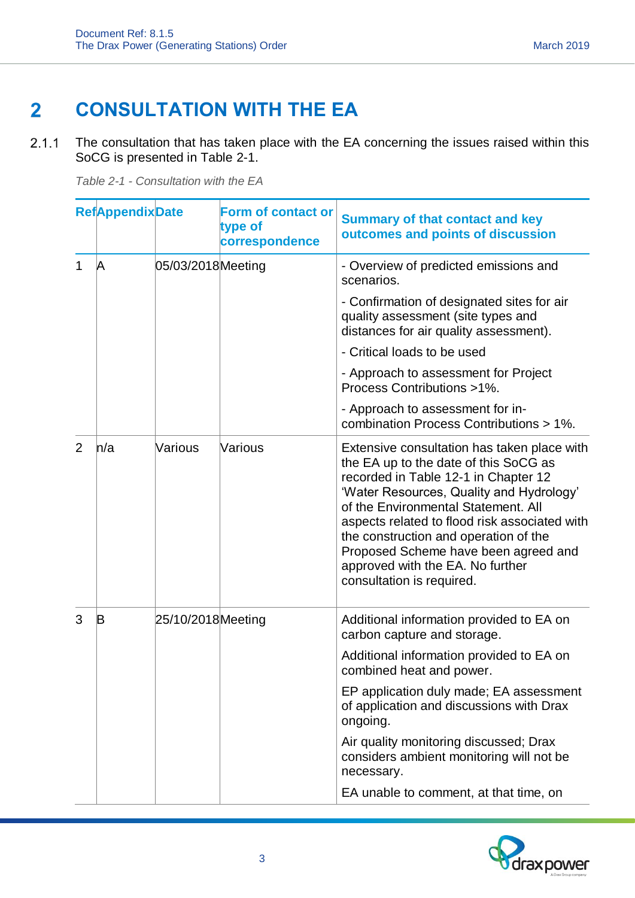# 2 CONSULTATION WITH THE EA

2.1.1 The consultation that has taken place with the EA concerning the issues raised within this SoCG is presented in Table 2-1.

*Table 2-1 - Consultation with the EA*

| Ref | Appendix | Date | Form of contact or type of correspondence | Summary of that contact and key outcomes and points of discussion |
|---|---|---|---|---|
| 1 | A | 05/03/2018 | Meeting | - Overview of predicted emissions and scenarios.<br>- Confirmation of designated sites for air quality assessment (site types and distances for air quality assessment).<br>- Critical loads to be used<br>- Approach to assessment for Project Process Contributions >1%.<br>- Approach to assessment for in-combination Process Contributions > 1%. |
| 2 | n/a | Various | Various | Extensive consultation has taken place with the EA up to the date of this SoCG as recorded in Table 12-1 in Chapter 12 'Water Resources, Quality and Hydrology' of the Environmental Statement. All aspects related to flood risk associated with the construction and operation of the Proposed Scheme have been agreed and approved with the EA. No further consultation is required. |
| 3 | B | 25/10/2018 | Meeting | Additional information provided to EA on carbon capture and storage.<br>Additional information provided to EA on combined heat and power.<br>EP application duly made; EA assessment of application and discussions with Drax ongoing.<br>Air quality monitoring discussed; Drax considers ambient monitoring will not be necessary.<br>EA unable to comment, at that time, on |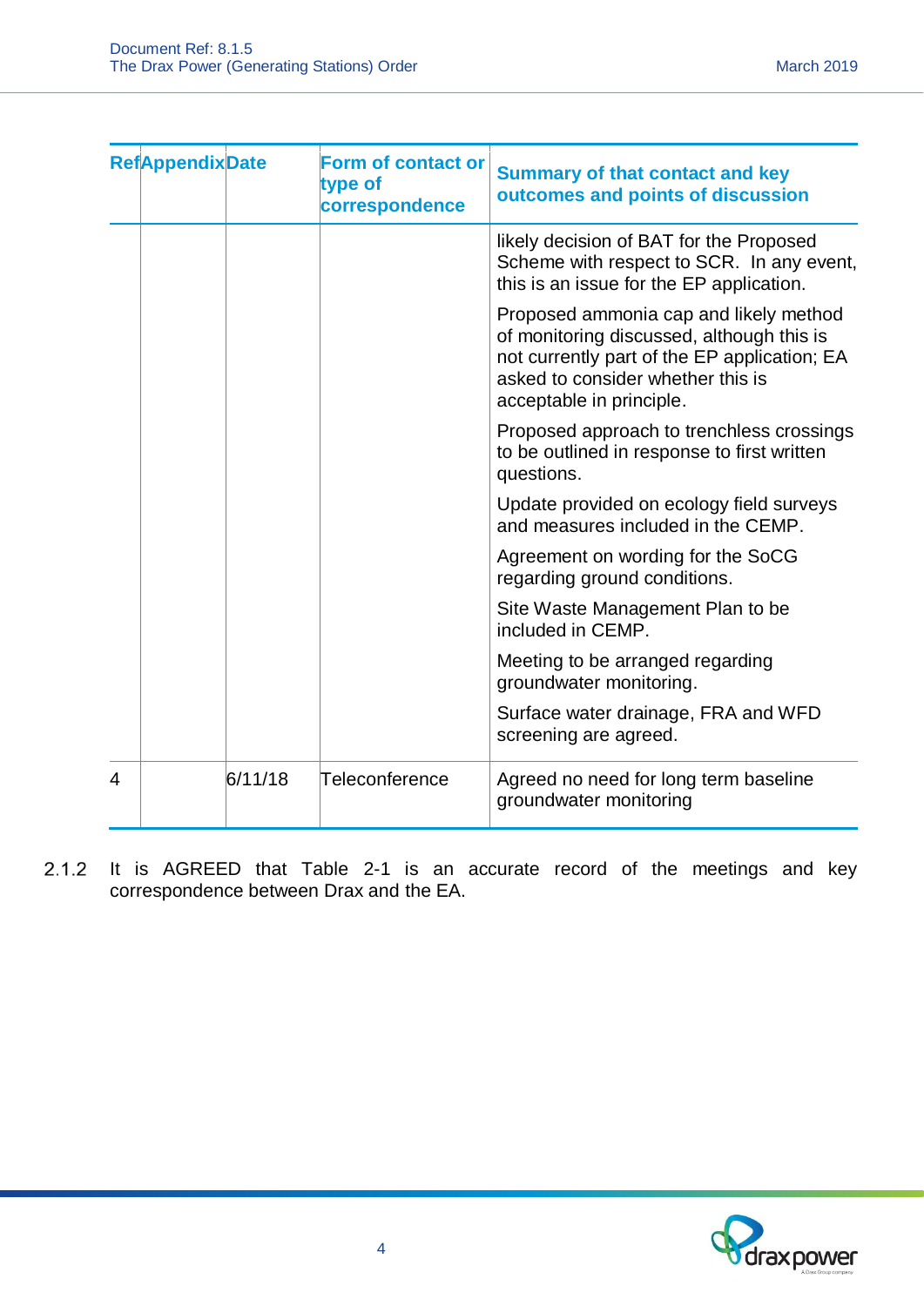| Ref | Appendix | Date | Form of contact or type of correspondence | Summary of that contact and key outcomes and points of discussion |
|---|---|---|---|---|
| | | | | likely decision of BAT for the Proposed Scheme with respect to SCR. In any event, this is an issue for the EP application.<br><br>Proposed ammonia cap and likely method of monitoring discussed, although this is not currently part of the EP application; EA asked to consider whether this is acceptable in principle.<br><br>Proposed approach to trenchless crossings to be outlined in response to first written questions.<br><br>Update provided on ecology field surveys and measures included in the CEMP.<br><br>Agreement on wording for the SoCG regarding ground conditions.<br><br>Site Waste Management Plan to be included in CEMP.<br><br>Meeting to be arranged regarding groundwater monitoring.<br><br>Surface water drainage, FRA and WFD screening are agreed. |
| 4 | | 6/11/18 | Teleconference | Agreed no need for long term baseline groundwater monitoring |

2.1.2 It is AGREED that Table 2-1 is an accurate record of the meetings and key correspondence between Drax and the EA.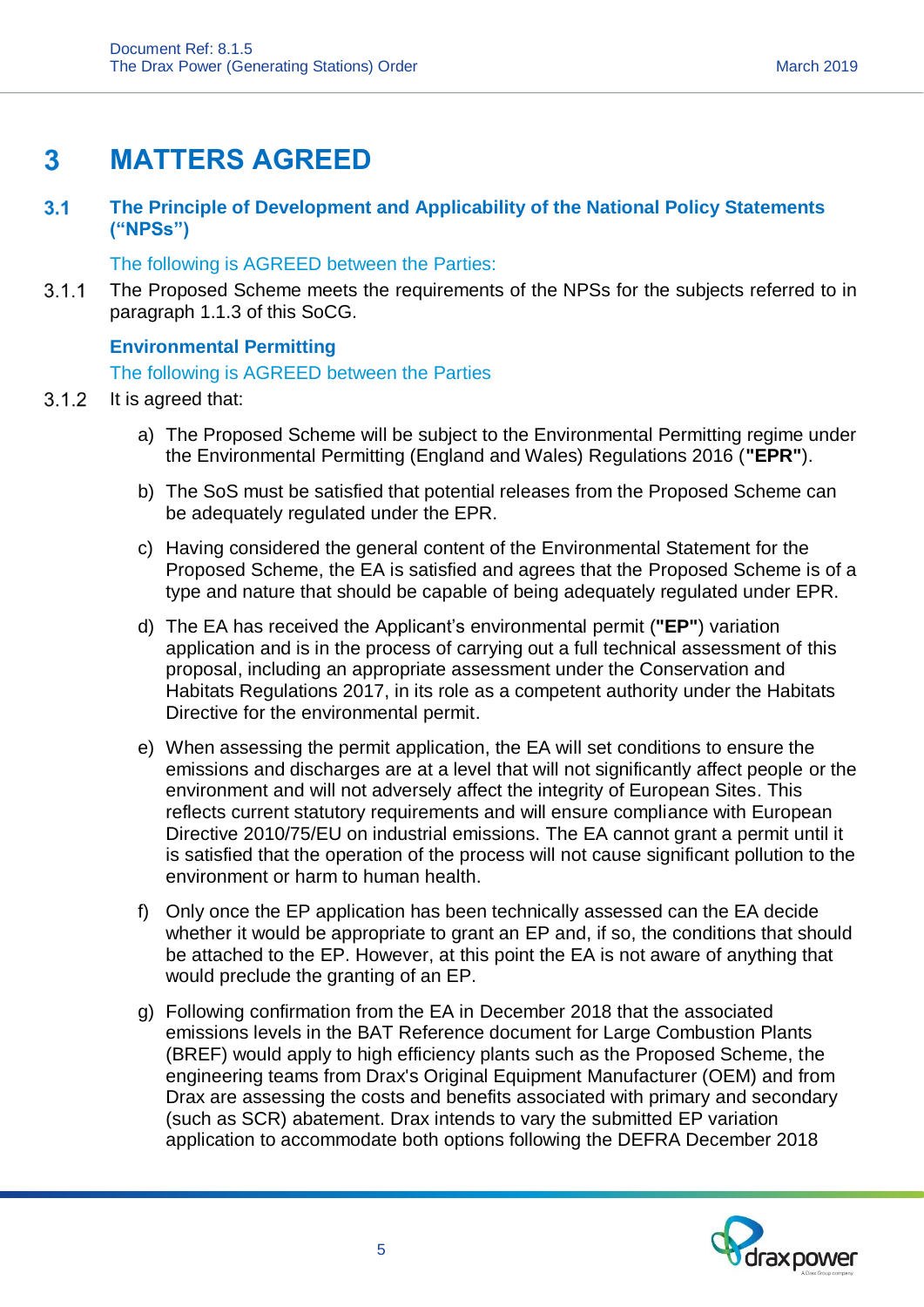# 3 MATTERS AGREED

## 3.1 The Principle of Development and Applicability of the National Policy Statements ("NPSs")

The following is AGREED between the Parties:

3.1.1 The Proposed Scheme meets the requirements of the NPSs for the subjects referred to in paragraph 1.1.3 of this SoCG.

### Environmental Permitting

The following is AGREED between the Parties

3.1.2 It is agreed that:

a) The Proposed Scheme will be subject to the Environmental Permitting regime under the Environmental Permitting (England and Wales) Regulations 2016 (**"EPR"**).

b) The SoS must be satisfied that potential releases from the Proposed Scheme can be adequately regulated under the EPR.

c) Having considered the general content of the Environmental Statement for the Proposed Scheme, the EA is satisfied and agrees that the Proposed Scheme is of a type and nature that should be capable of being adequately regulated under EPR.

d) The EA has received the Applicant's environmental permit (**"EP"**) variation application and is in the process of carrying out a full technical assessment of this proposal, including an appropriate assessment under the Conservation and Habitats Regulations 2017, in its role as a competent authority under the Habitats Directive for the environmental permit.

e) When assessing the permit application, the EA will set conditions to ensure the emissions and discharges are at a level that will not significantly affect people or the environment and will not adversely affect the integrity of European Sites. This reflects current statutory requirements and will ensure compliance with European Directive 2010/75/EU on industrial emissions. The EA cannot grant a permit until it is satisfied that the operation of the process will not cause significant pollution to the environment or harm to human health.

f) Only once the EP application has been technically assessed can the EA decide whether it would be appropriate to grant an EP and, if so, the conditions that should be attached to the EP. However, at this point the EA is not aware of anything that would preclude the granting of an EP.

g) Following confirmation from the EA in December 2018 that the associated emissions levels in the BAT Reference document for Large Combustion Plants (BREF) would apply to high efficiency plants such as the Proposed Scheme, the engineering teams from Drax's Original Equipment Manufacturer (OEM) and from Drax are assessing the costs and benefits associated with primary and secondary (such as SCR) abatement. Drax intends to vary the submitted EP variation application to accommodate both options following the DEFRA December 2018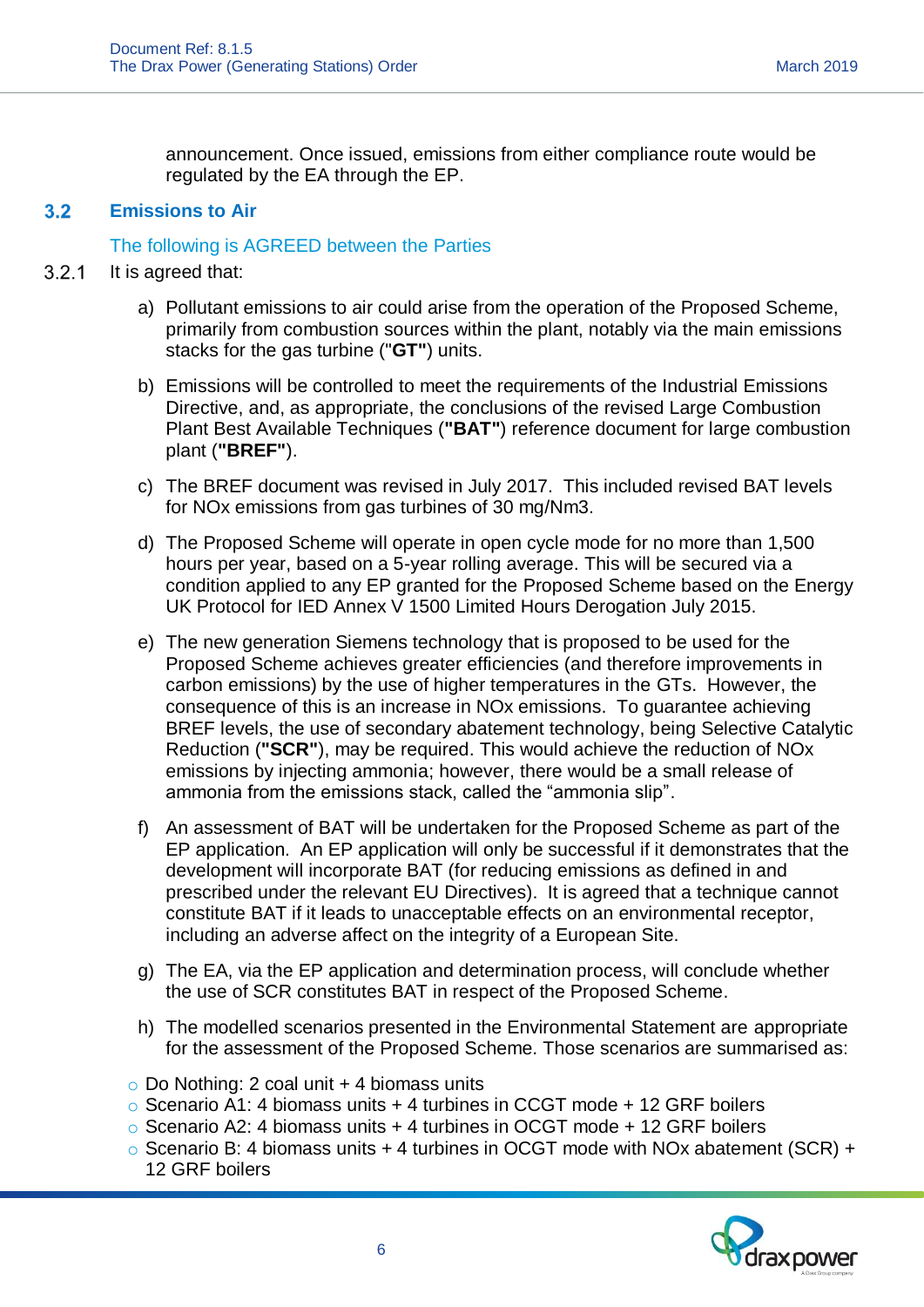announcement. Once issued, emissions from either compliance route would be regulated by the EA through the EP.

## 3.2 Emissions to Air

The following is AGREED between the Parties

3.2.1 It is agreed that:

a) Pollutant emissions to air could arise from the operation of the Proposed Scheme, primarily from combustion sources within the plant, notably via the main emissions stacks for the gas turbine ("**GT"**) units.

b) Emissions will be controlled to meet the requirements of the Industrial Emissions Directive, and, as appropriate, the conclusions of the revised Large Combustion Plant Best Available Techniques (**"BAT"**) reference document for large combustion plant (**"BREF"**).

c) The BREF document was revised in July 2017. This included revised BAT levels for NOx emissions from gas turbines of 30 mg/Nm3.

d) The Proposed Scheme will operate in open cycle mode for no more than 1,500 hours per year, based on a 5-year rolling average. This will be secured via a condition applied to any EP granted for the Proposed Scheme based on the Energy UK Protocol for IED Annex V 1500 Limited Hours Derogation July 2015.

e) The new generation Siemens technology that is proposed to be used for the Proposed Scheme achieves greater efficiencies (and therefore improvements in carbon emissions) by the use of higher temperatures in the GTs. However, the consequence of this is an increase in NOx emissions. To guarantee achieving BREF levels, the use of secondary abatement technology, being Selective Catalytic Reduction (**"SCR"**), may be required. This would achieve the reduction of NOx emissions by injecting ammonia; however, there would be a small release of ammonia from the emissions stack, called the "ammonia slip".

f) An assessment of BAT will be undertaken for the Proposed Scheme as part of the EP application. An EP application will only be successful if it demonstrates that the development will incorporate BAT (for reducing emissions as defined in and prescribed under the relevant EU Directives). It is agreed that a technique cannot constitute BAT if it leads to unacceptable effects on an environmental receptor, including an adverse affect on the integrity of a European Site.

g) The EA, via the EP application and determination process, will conclude whether the use of SCR constitutes BAT in respect of the Proposed Scheme.

h) The modelled scenarios presented in the Environmental Statement are appropriate for the assessment of the Proposed Scheme. Those scenarios are summarised as:

- Do Nothing: 2 coal unit + 4 biomass units
- Scenario A1: 4 biomass units + 4 turbines in CCGT mode + 12 GRF boilers
- Scenario A2: 4 biomass units + 4 turbines in OCGT mode + 12 GRF boilers
- Scenario B: 4 biomass units + 4 turbines in OCGT mode with NOx abatement (SCR) + 12 GRF boilers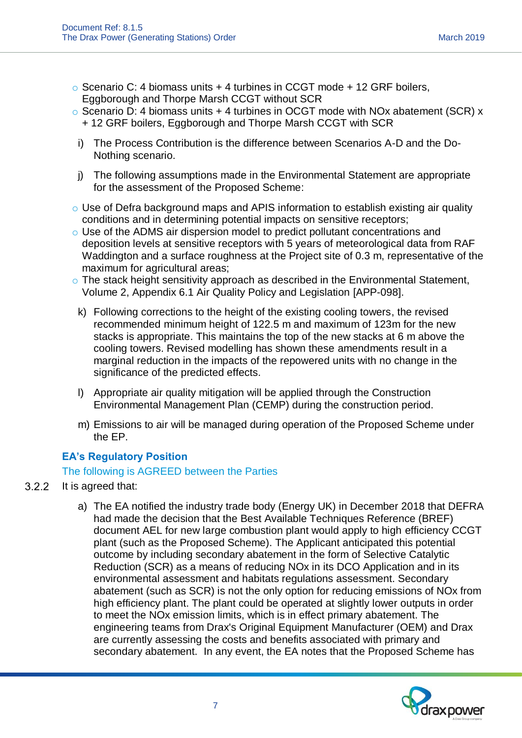- Scenario C: 4 biomass units + 4 turbines in CCGT mode + 12 GRF boilers, Eggborough and Thorpe Marsh CCGT without SCR
- Scenario D: 4 biomass units + 4 turbines in OCGT mode with NOx abatement (SCR) x + 12 GRF boilers, Eggborough and Thorpe Marsh CCGT with SCR

i) The Process Contribution is the difference between Scenarios A-D and the Do-Nothing scenario.

j) The following assumptions made in the Environmental Statement are appropriate for the assessment of the Proposed Scheme:

- Use of Defra background maps and APIS information to establish existing air quality conditions and in determining potential impacts on sensitive receptors;
- Use of the ADMS air dispersion model to predict pollutant concentrations and deposition levels at sensitive receptors with 5 years of meteorological data from RAF Waddington and a surface roughness at the Project site of 0.3 m, representative of the maximum for agricultural areas;
- The stack height sensitivity approach as described in the Environmental Statement, Volume 2, Appendix 6.1 Air Quality Policy and Legislation [APP-098].

k) Following corrections to the height of the existing cooling towers, the revised recommended minimum height of 122.5 m and maximum of 123m for the new stacks is appropriate. This maintains the top of the new stacks at 6 m above the cooling towers. Revised modelling has shown these amendments result in a marginal reduction in the impacts of the repowered units with no change in the significance of the predicted effects.

l) Appropriate air quality mitigation will be applied through the Construction Environmental Management Plan (CEMP) during the construction period.

m) Emissions to air will be managed during operation of the Proposed Scheme under the EP.

### EA's Regulatory Position

The following is AGREED between the Parties

3.2.2 It is agreed that:

a) The EA notified the industry trade body (Energy UK) in December 2018 that DEFRA had made the decision that the Best Available Techniques Reference (BREF) document AEL for new large combustion plant would apply to high efficiency CCGT plant (such as the Proposed Scheme). The Applicant anticipated this potential outcome by including secondary abatement in the form of Selective Catalytic Reduction (SCR) as a means of reducing NOx in its DCO Application and in its environmental assessment and habitats regulations assessment. Secondary abatement (such as SCR) is not the only option for reducing emissions of NOx from high efficiency plant. The plant could be operated at slightly lower outputs in order to meet the NOx emission limits, which is in effect primary abatement. The engineering teams from Drax's Original Equipment Manufacturer (OEM) and Drax are currently assessing the costs and benefits associated with primary and secondary abatement. In any event, the EA notes that the Proposed Scheme has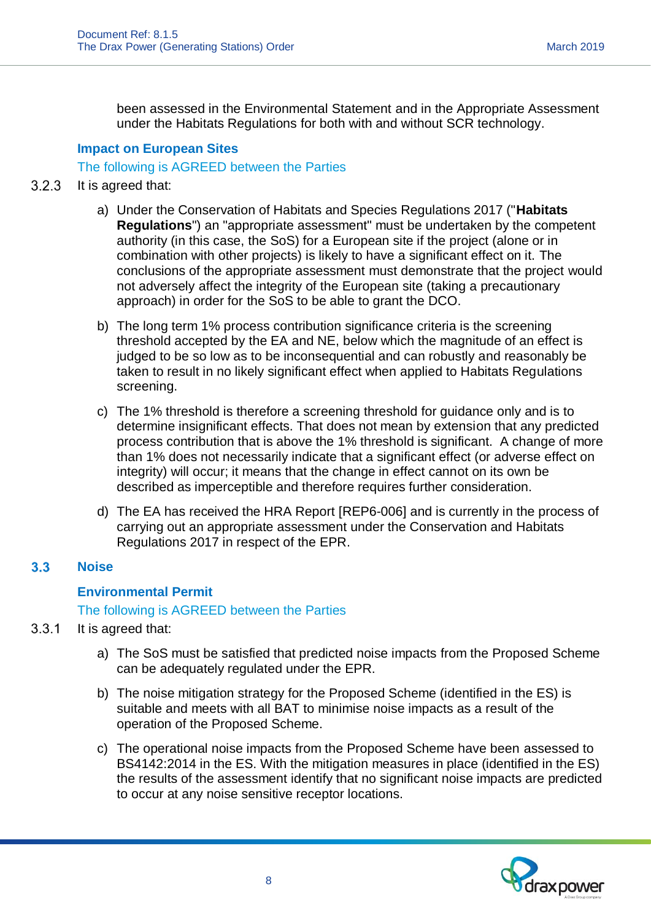been assessed in the Environmental Statement and in the Appropriate Assessment under the Habitats Regulations for both with and without SCR technology.

#### Impact on European Sites

The following is AGREED between the Parties

3.2.3 It is agreed that:

a) Under the Conservation of Habitats and Species Regulations 2017 ("**Habitats Regulations**") an "appropriate assessment" must be undertaken by the competent authority (in this case, the SoS) for a European site if the project (alone or in combination with other projects) is likely to have a significant effect on it. The conclusions of the appropriate assessment must demonstrate that the project would not adversely affect the integrity of the European site (taking a precautionary approach) in order for the SoS to be able to grant the DCO.

b) The long term 1% process contribution significance criteria is the screening threshold accepted by the EA and NE, below which the magnitude of an effect is judged to be so low as to be inconsequential and can robustly and reasonably be taken to result in no likely significant effect when applied to Habitats Regulations screening.

c) The 1% threshold is therefore a screening threshold for guidance only and is to determine insignificant effects. That does not mean by extension that any predicted process contribution that is above the 1% threshold is significant. A change of more than 1% does not necessarily indicate that a significant effect (or adverse effect on integrity) will occur; it means that the change in effect cannot on its own be described as imperceptible and therefore requires further consideration.

d) The EA has received the HRA Report [REP6-006] and is currently in the process of carrying out an appropriate assessment under the Conservation and Habitats Regulations 2017 in respect of the EPR.

### 3.3 Noise

#### Environmental Permit

The following is AGREED between the Parties

3.3.1 It is agreed that:

a) The SoS must be satisfied that predicted noise impacts from the Proposed Scheme can be adequately regulated under the EPR.

b) The noise mitigation strategy for the Proposed Scheme (identified in the ES) is suitable and meets with all BAT to minimise noise impacts as a result of the operation of the Proposed Scheme.

c) The operational noise impacts from the Proposed Scheme have been assessed to BS4142:2014 in the ES. With the mitigation measures in place (identified in the ES) the results of the assessment identify that no significant noise impacts are predicted to occur at any noise sensitive receptor locations.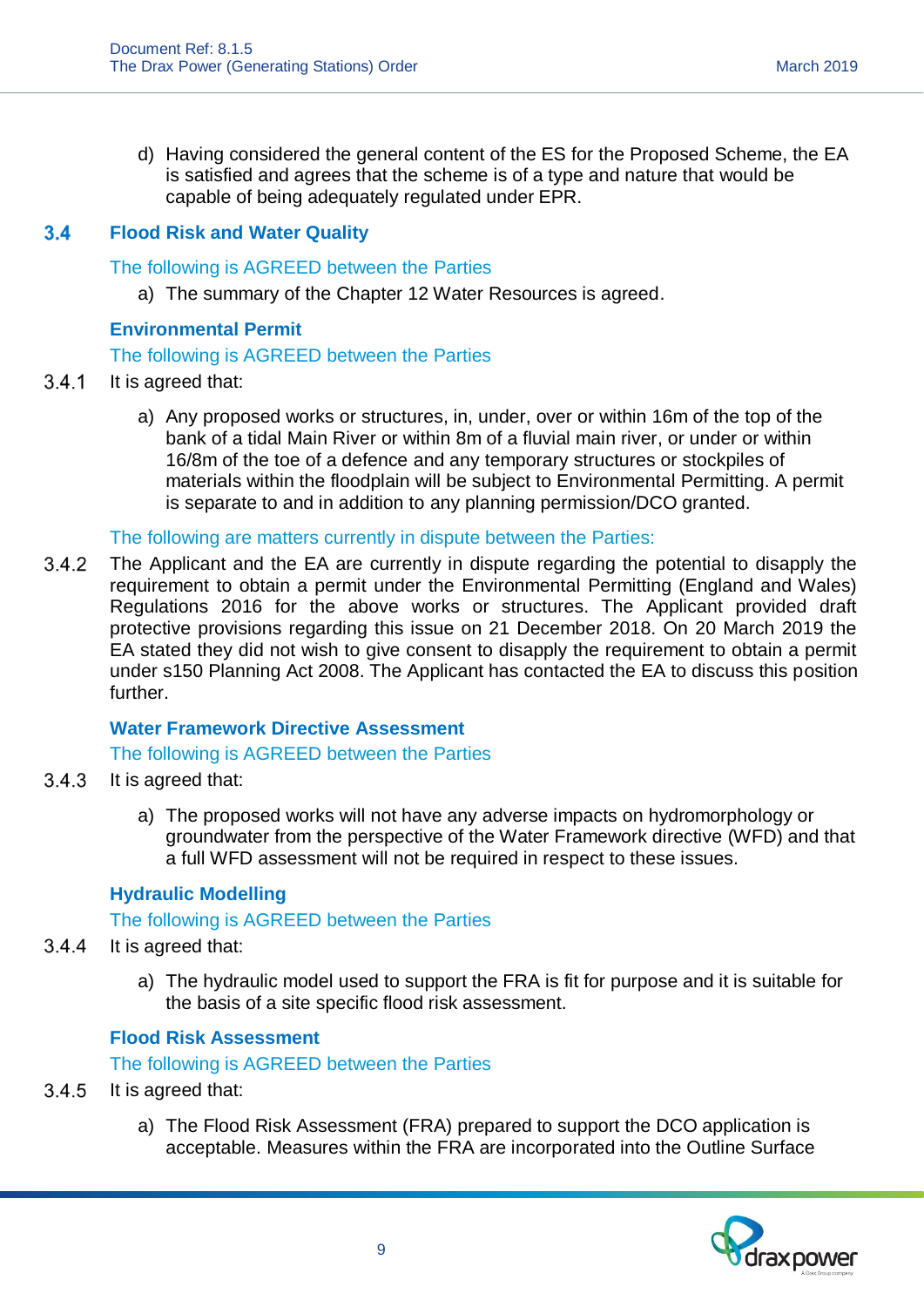d) Having considered the general content of the ES for the Proposed Scheme, the EA is satisfied and agrees that the scheme is of a type and nature that would be capable of being adequately regulated under EPR.

## 3.4 Flood Risk and Water Quality

The following is AGREED between the Parties

a) The summary of the Chapter 12 Water Resources is agreed.

### Environmental Permit

The following is AGREED between the Parties

3.4.1 It is agreed that:

a) Any proposed works or structures, in, under, over or within 16m of the top of the bank of a tidal Main River or within 8m of a fluvial main river, or under or within 16/8m of the toe of a defence and any temporary structures or stockpiles of materials within the floodplain will be subject to Environmental Permitting. A permit is separate to and in addition to any planning permission/DCO granted.

The following are matters currently in dispute between the Parties:

3.4.2 The Applicant and the EA are currently in dispute regarding the potential to disapply the requirement to obtain a permit under the Environmental Permitting (England and Wales) Regulations 2016 for the above works or structures. The Applicant provided draft protective provisions regarding this issue on 21 December 2018. On 20 March 2019 the EA stated they did not wish to give consent to disapply the requirement to obtain a permit under s150 Planning Act 2008. The Applicant has contacted the EA to discuss this position further.

### Water Framework Directive Assessment

The following is AGREED between the Parties

3.4.3 It is agreed that:

a) The proposed works will not have any adverse impacts on hydromorphology or groundwater from the perspective of the Water Framework directive (WFD) and that a full WFD assessment will not be required in respect to these issues.

### Hydraulic Modelling

The following is AGREED between the Parties

3.4.4 It is agreed that:

a) The hydraulic model used to support the FRA is fit for purpose and it is suitable for the basis of a site specific flood risk assessment.

### Flood Risk Assessment

The following is AGREED between the Parties

3.4.5 It is agreed that:

a) The Flood Risk Assessment (FRA) prepared to support the DCO application is acceptable. Measures within the FRA are incorporated into the Outline Surface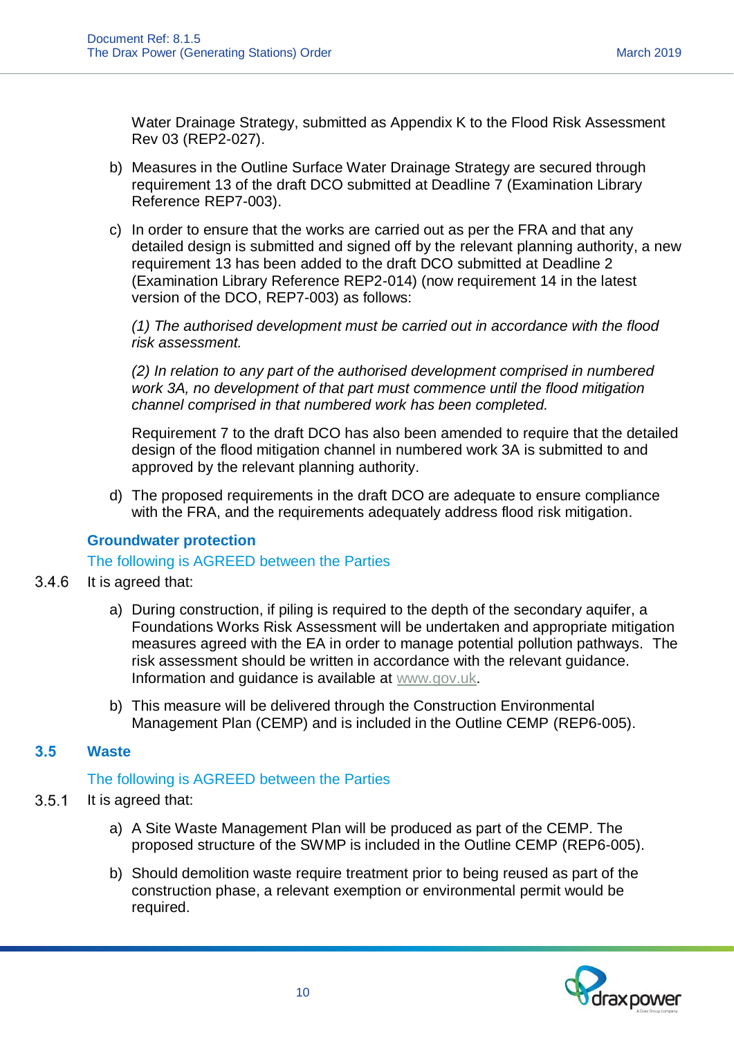Water Drainage Strategy, submitted as Appendix K to the Flood Risk Assessment Rev 03 (REP2-027).

b) Measures in the Outline Surface Water Drainage Strategy are secured through requirement 13 of the draft DCO submitted at Deadline 7 (Examination Library Reference REP7-003).

c) In order to ensure that the works are carried out as per the FRA and that any detailed design is submitted and signed off by the relevant planning authority, a new requirement 13 has been added to the draft DCO submitted at Deadline 2 (Examination Library Reference REP2-014) (now requirement 14 in the latest version of the DCO, REP7-003) as follows:

*(1) The authorised development must be carried out in accordance with the flood risk assessment.*

*(2) In relation to any part of the authorised development comprised in numbered work 3A, no development of that part must commence until the flood mitigation channel comprised in that numbered work has been completed.*

Requirement 7 to the draft DCO has also been amended to require that the detailed design of the flood mitigation channel in numbered work 3A is submitted to and approved by the relevant planning authority.

d) The proposed requirements in the draft DCO are adequate to ensure compliance with the FRA, and the requirements adequately address flood risk mitigation.

### Groundwater protection

The following is AGREED between the Parties

3.4.6 It is agreed that:

a) During construction, if piling is required to the depth of the secondary aquifer, a Foundations Works Risk Assessment will be undertaken and appropriate mitigation measures agreed with the EA in order to manage potential pollution pathways. The risk assessment should be written in accordance with the relevant guidance. Information and guidance is available at www.gov.uk.

b) This measure will be delivered through the Construction Environmental Management Plan (CEMP) and is included in the Outline CEMP (REP6-005).

## 3.5 Waste

The following is AGREED between the Parties

3.5.1 It is agreed that:

a) A Site Waste Management Plan will be produced as part of the CEMP. The proposed structure of the SWMP is included in the Outline CEMP (REP6-005).

b) Should demolition waste require treatment prior to being reused as part of the construction phase, a relevant exemption or environmental permit would be required.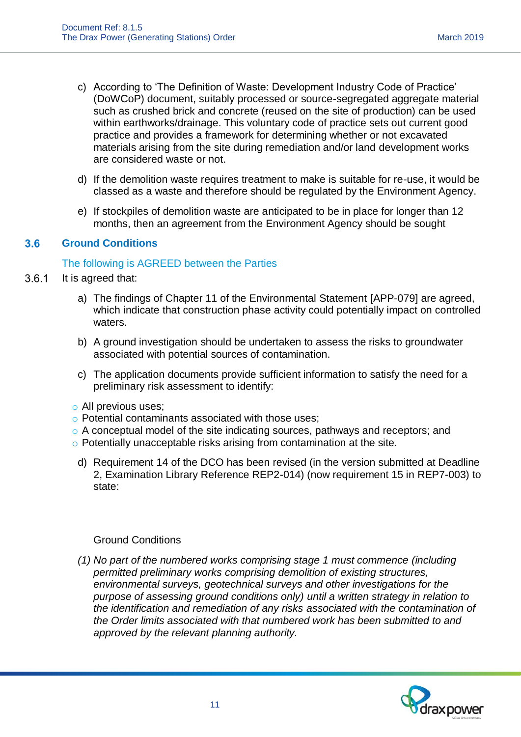c) According to 'The Definition of Waste: Development Industry Code of Practice' (DoWCoP) document, suitably processed or source-segregated aggregate material such as crushed brick and concrete (reused on the site of production) can be used within earthworks/drainage. This voluntary code of practice sets out current good practice and provides a framework for determining whether or not excavated materials arising from the site during remediation and/or land development works are considered waste or not.

d) If the demolition waste requires treatment to make is suitable for re-use, it would be classed as a waste and therefore should be regulated by the Environment Agency.

e) If stockpiles of demolition waste are anticipated to be in place for longer than 12 months, then an agreement from the Environment Agency should be sought

## 3.6 Ground Conditions

The following is AGREED between the Parties

3.6.1 It is agreed that:

a) The findings of Chapter 11 of the Environmental Statement [APP-079] are agreed, which indicate that construction phase activity could potentially impact on controlled waters.

b) A ground investigation should be undertaken to assess the risks to groundwater associated with potential sources of contamination.

c) The application documents provide sufficient information to satisfy the need for a preliminary risk assessment to identify:

- All previous uses;
- Potential contaminants associated with those uses;
- A conceptual model of the site indicating sources, pathways and receptors; and
- Potentially unacceptable risks arising from contamination at the site.

d) Requirement 14 of the DCO has been revised (in the version submitted at Deadline 2, Examination Library Reference REP2-014) (now requirement 15 in REP7-003) to state:

Ground Conditions

*(1) No part of the numbered works comprising stage 1 must commence (including permitted preliminary works comprising demolition of existing structures, environmental surveys, geotechnical surveys and other investigations for the purpose of assessing ground conditions only) until a written strategy in relation to the identification and remediation of any risks associated with the contamination of the Order limits associated with that numbered work has been submitted to and approved by the relevant planning authority.*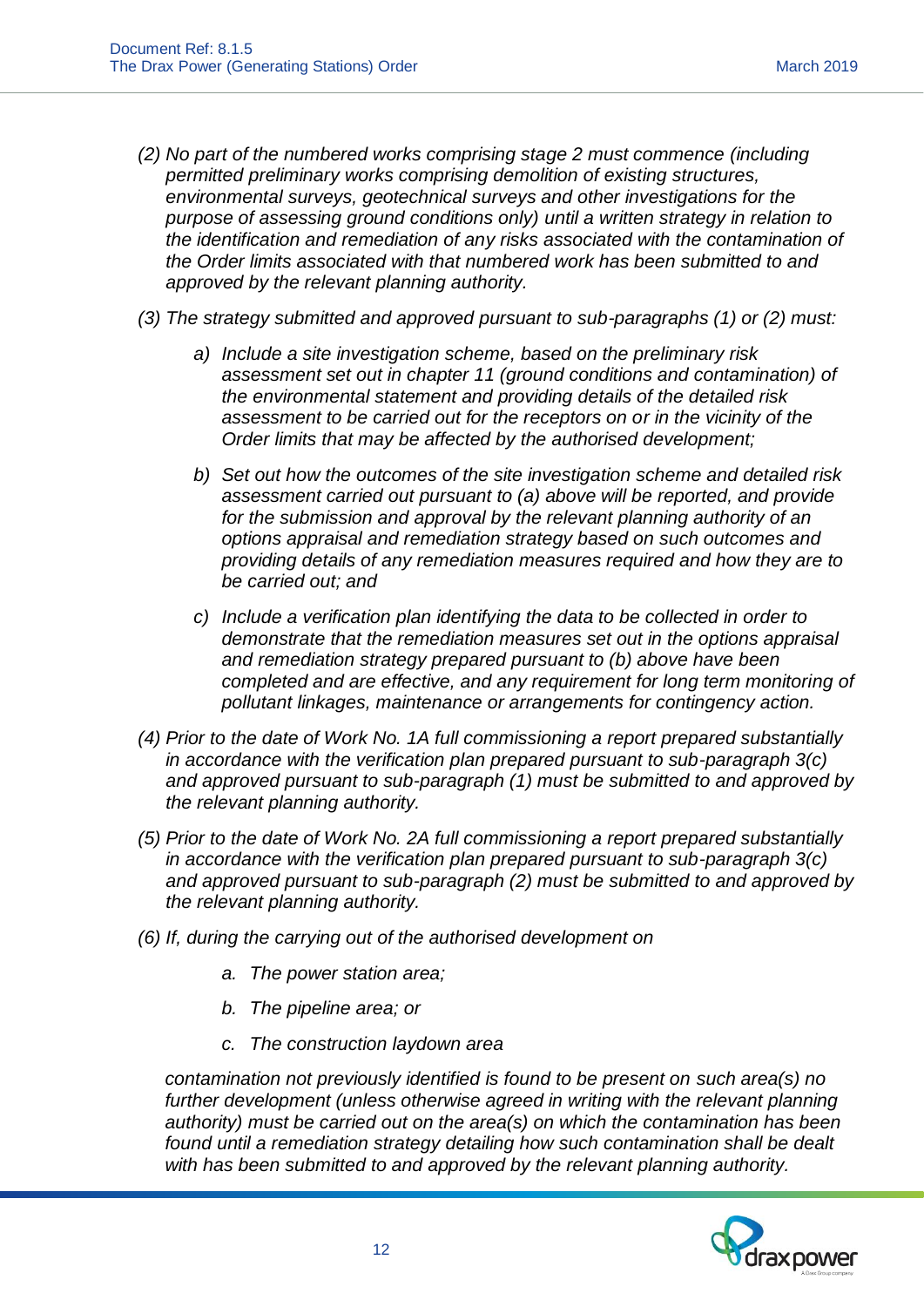*(2) No part of the numbered works comprising stage 2 must commence (including permitted preliminary works comprising demolition of existing structures, environmental surveys, geotechnical surveys and other investigations for the purpose of assessing ground conditions only) until a written strategy in relation to the identification and remediation of any risks associated with the contamination of the Order limits associated with that numbered work has been submitted to and approved by the relevant planning authority.*

*(3) The strategy submitted and approved pursuant to sub-paragraphs (1) or (2) must:*

- *a) Include a site investigation scheme, based on the preliminary risk assessment set out in chapter 11 (ground conditions and contamination) of the environmental statement and providing details of the detailed risk assessment to be carried out for the receptors on or in the vicinity of the Order limits that may be affected by the authorised development;*
- *b) Set out how the outcomes of the site investigation scheme and detailed risk assessment carried out pursuant to (a) above will be reported, and provide for the submission and approval by the relevant planning authority of an options appraisal and remediation strategy based on such outcomes and providing details of any remediation measures required and how they are to be carried out; and*
- *c) Include a verification plan identifying the data to be collected in order to demonstrate that the remediation measures set out in the options appraisal and remediation strategy prepared pursuant to (b) above have been completed and are effective, and any requirement for long term monitoring of pollutant linkages, maintenance or arrangements for contingency action.*

*(4) Prior to the date of Work No. 1A full commissioning a report prepared substantially in accordance with the verification plan prepared pursuant to sub-paragraph 3(c) and approved pursuant to sub-paragraph (1) must be submitted to and approved by the relevant planning authority.*

*(5) Prior to the date of Work No. 2A full commissioning a report prepared substantially in accordance with the verification plan prepared pursuant to sub-paragraph 3(c) and approved pursuant to sub-paragraph (2) must be submitted to and approved by the relevant planning authority.*

*(6) If, during the carrying out of the authorised development on*

- *a. The power station area;*
- *b. The pipeline area; or*
- *c. The construction laydown area*

*contamination not previously identified is found to be present on such area(s) no further development (unless otherwise agreed in writing with the relevant planning authority) must be carried out on the area(s) on which the contamination has been found until a remediation strategy detailing how such contamination shall be dealt with has been submitted to and approved by the relevant planning authority.*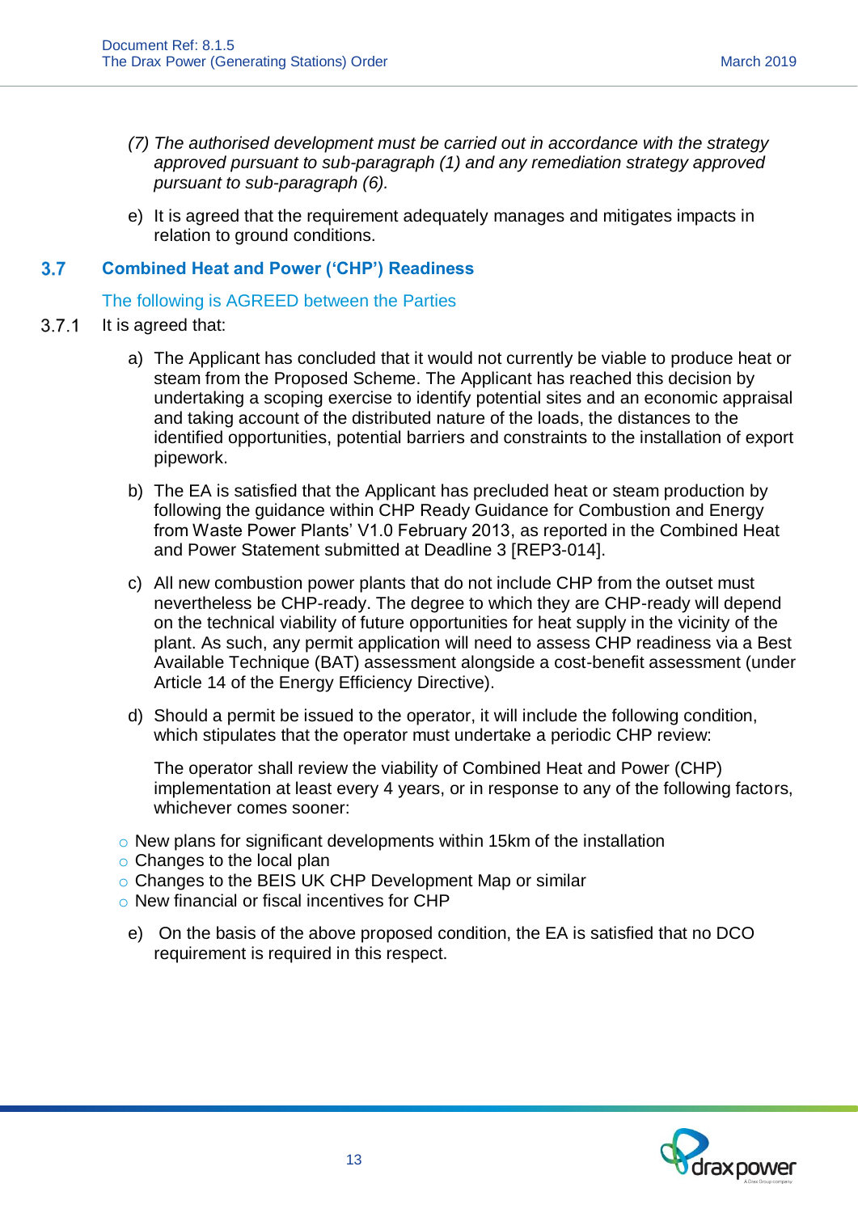*(7) The authorised development must be carried out in accordance with the strategy approved pursuant to sub-paragraph (1) and any remediation strategy approved pursuant to sub-paragraph (6).*

e) It is agreed that the requirement adequately manages and mitigates impacts in relation to ground conditions.

## 3.7 Combined Heat and Power ('CHP') Readiness

### The following is AGREED between the Parties

3.7.1 It is agreed that:

a) The Applicant has concluded that it would not currently be viable to produce heat or steam from the Proposed Scheme. The Applicant has reached this decision by undertaking a scoping exercise to identify potential sites and an economic appraisal and taking account of the distributed nature of the loads, the distances to the identified opportunities, potential barriers and constraints to the installation of export pipework.

b) The EA is satisfied that the Applicant has precluded heat or steam production by following the guidance within CHP Ready Guidance for Combustion and Energy from Waste Power Plants' V1.0 February 2013, as reported in the Combined Heat and Power Statement submitted at Deadline 3 [REP3-014].

c) All new combustion power plants that do not include CHP from the outset must nevertheless be CHP-ready. The degree to which they are CHP-ready will depend on the technical viability of future opportunities for heat supply in the vicinity of the plant. As such, any permit application will need to assess CHP readiness via a Best Available Technique (BAT) assessment alongside a cost-benefit assessment (under Article 14 of the Energy Efficiency Directive).

d) Should a permit be issued to the operator, it will include the following condition, which stipulates that the operator must undertake a periodic CHP review:

The operator shall review the viability of Combined Heat and Power (CHP) implementation at least every 4 years, or in response to any of the following factors, whichever comes sooner:

- New plans for significant developments within 15km of the installation
- Changes to the local plan
- Changes to the BEIS UK CHP Development Map or similar
- New financial or fiscal incentives for CHP

e) On the basis of the above proposed condition, the EA is satisfied that no DCO requirement is required in this respect.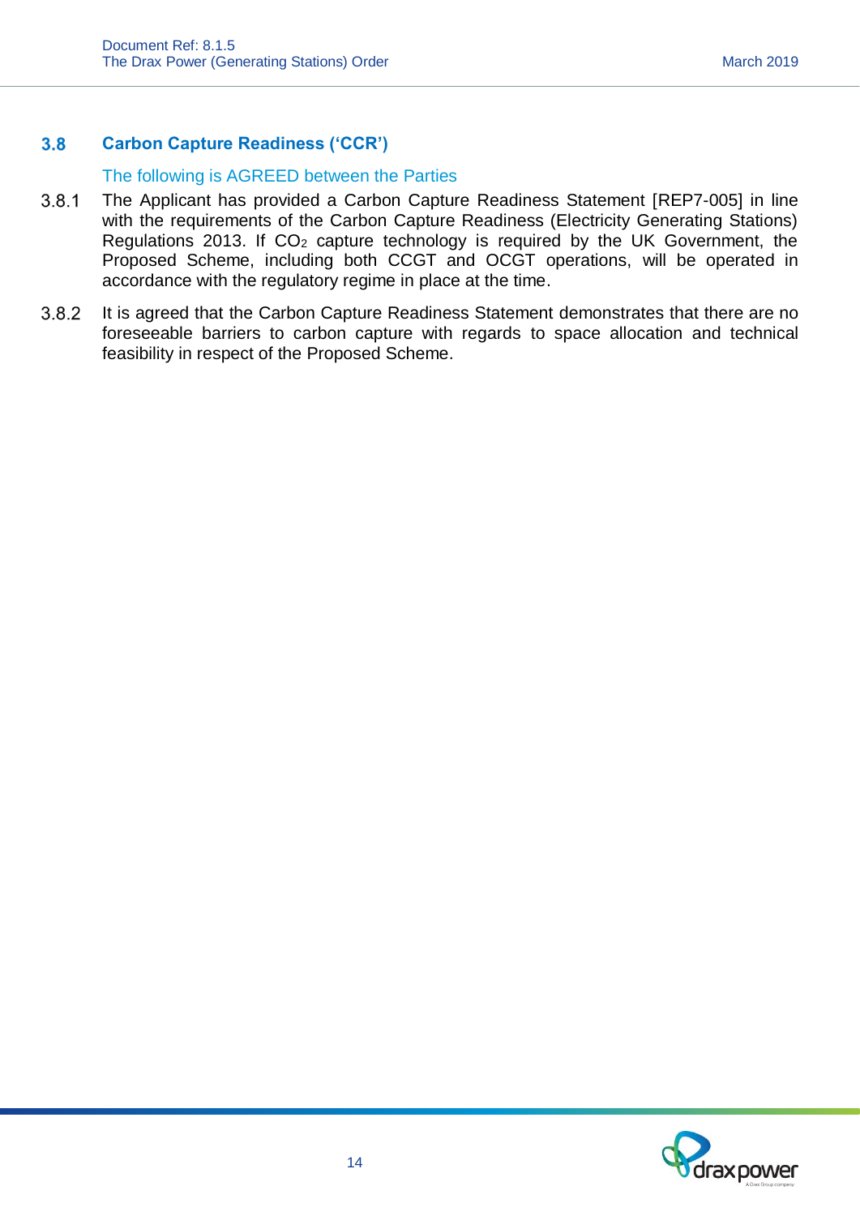### 3.8 Carbon Capture Readiness ('CCR')

The following is AGREED between the Parties

3.8.1 The Applicant has provided a Carbon Capture Readiness Statement [REP7-005] in line with the requirements of the Carbon Capture Readiness (Electricity Generating Stations) Regulations 2013. If $CO_2$ capture technology is required by the UK Government, the Proposed Scheme, including both CCGT and OCGT operations, will be operated in accordance with the regulatory regime in place at the time.

3.8.2 It is agreed that the Carbon Capture Readiness Statement demonstrates that there are no foreseeable barriers to carbon capture with regards to space allocation and technical feasibility in respect of the Proposed Scheme.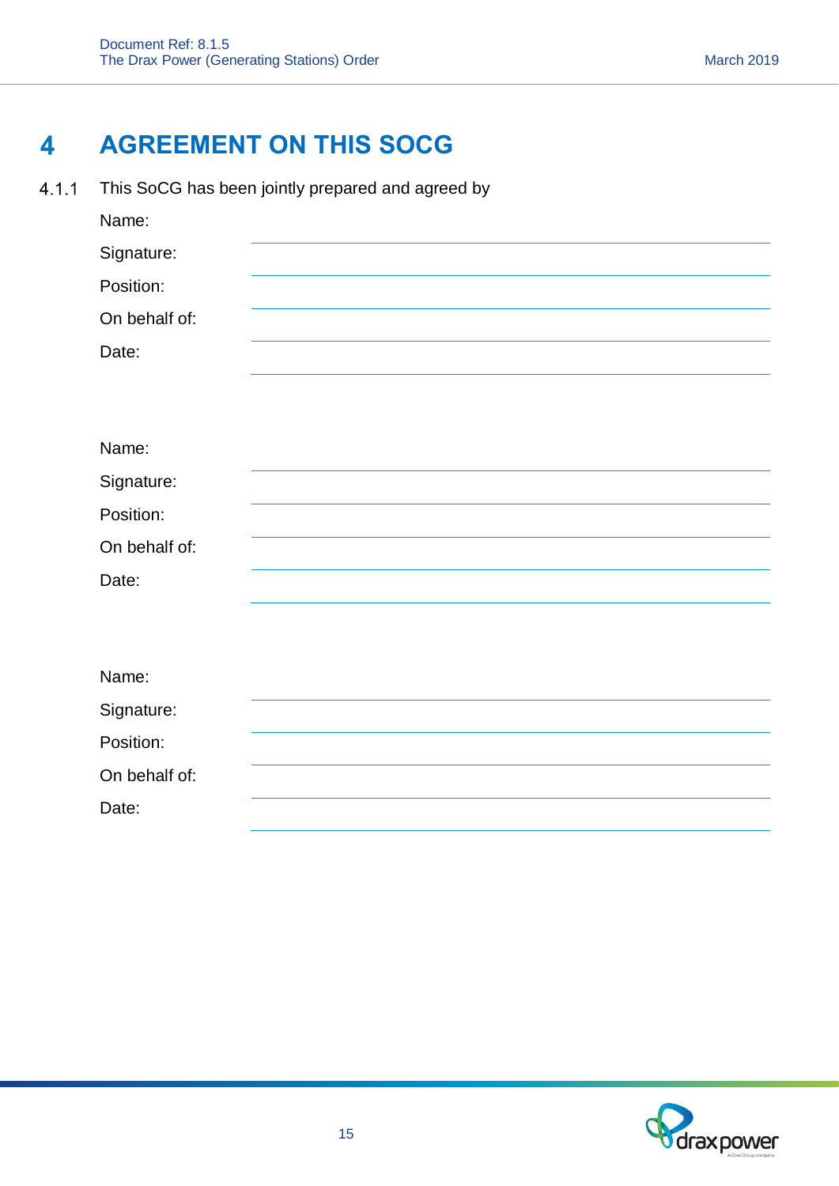# 4 AGREEMENT ON THIS SOCG

4.1.1 This SoCG has been jointly prepared and agreed by

Name: ______________________________

Signature: ______________________________

Position: ______________________________

On behalf of: ______________________________

Date: ______________________________

Name: ______________________________

Signature: ______________________________

Position: ______________________________

On behalf of: ______________________________

Date: ______________________________

Name: ______________________________

Signature: ______________________________

Position: ______________________________

On behalf of: ______________________________

Date: ______________________________